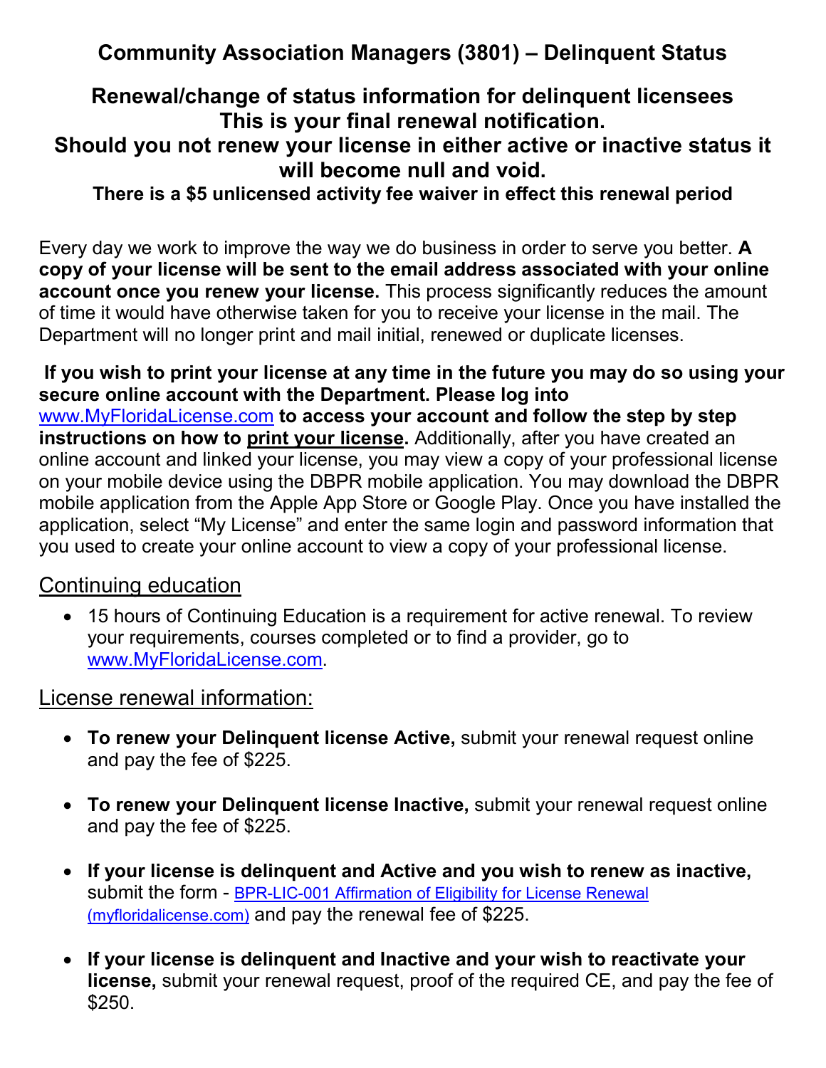# Community Association Managers (3801) – Delinquent Status

## Renewal/change of status information for delinquent licensees
## This is your final renewal notification.
## Should you not renew your license in either active or inactive status it will become null and void.

### There is a $5 unlicensed activity fee waiver in effect this renewal period

Every day we work to improve the way we do business in order to serve you better. **A copy of your license will be sent to the email address associated with your online account once you renew your license.** This process significantly reduces the amount of time it would have otherwise taken for you to receive your license in the mail. The Department will no longer print and mail initial, renewed or duplicate licenses.

**If you wish to print your license at any time in the future you may do so using your secure online account with the Department. Please log into [www.MyFloridaLicense.com](http://www.MyFloridaLicense.com) to access your account and follow the step by step instructions on how to print your license.** Additionally, after you have created an online account and linked your license, you may view a copy of your professional license on your mobile device using the DBPR mobile application. You may download the DBPR mobile application from the Apple App Store or Google Play. Once you have installed the application, select "My License" and enter the same login and password information that you used to create your online account to view a copy of your professional license.

## Continuing education

- 15 hours of Continuing Education is a requirement for active renewal. To review your requirements, courses completed or to find a provider, go to [www.MyFloridaLicense.com](http://www.MyFloridaLicense.com).

## License renewal information:

- **To renew your Delinquent license Active,** submit your renewal request online and pay the fee of $225.

- **To renew your Delinquent license Inactive,** submit your renewal request online and pay the fee of $225.

- **If your license is delinquent and Active and you wish to renew as inactive,** submit the form - BPR-LIC-001 Affirmation of Eligibility for License Renewal (myfloridalicense.com) and pay the renewal fee of $225.

- **If your license is delinquent and Inactive and your wish to reactivate your license,** submit your renewal request, proof of the required CE, and pay the fee of $250.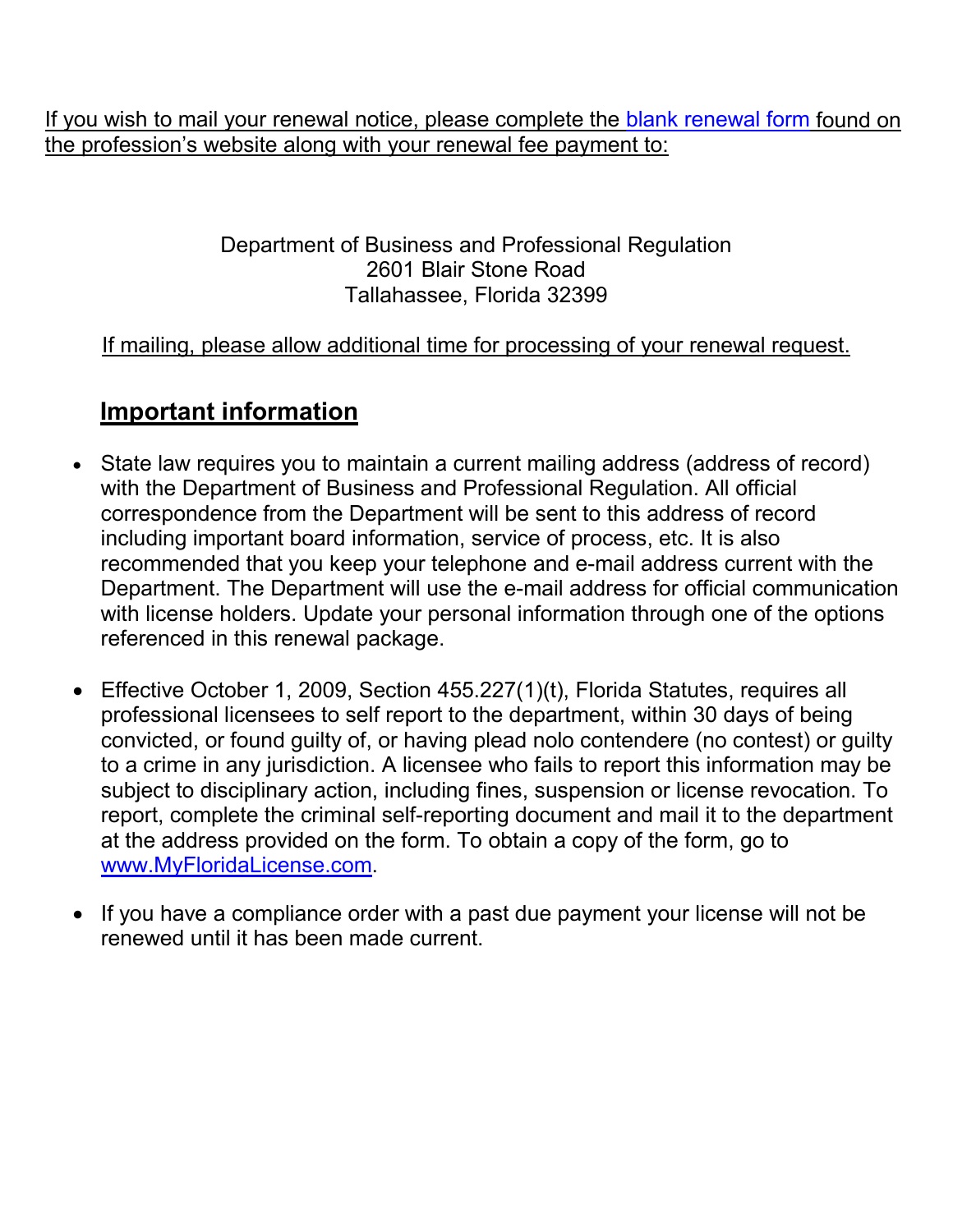If you wish to mail your renewal notice, please complete the [blank renewal form](#) found on the profession's website along with your renewal fee payment to:

Department of Business and Professional Regulation
2601 Blair Stone Road
Tallahassee, Florida 32399

If mailing, please allow additional time for processing of your renewal request.

## Important information

- State law requires you to maintain a current mailing address (address of record) with the Department of Business and Professional Regulation. All official correspondence from the Department will be sent to this address of record including important board information, service of process, etc. It is also recommended that you keep your telephone and e-mail address current with the Department. The Department will use the e-mail address for official communication with license holders. Update your personal information through one of the options referenced in this renewal package.

- Effective October 1, 2009, Section 455.227(1)(t), Florida Statutes, requires all professional licensees to self report to the department, within 30 days of being convicted, or found guilty of, or having plead nolo contendere (no contest) or guilty to a crime in any jurisdiction. A licensee who fails to report this information may be subject to disciplinary action, including fines, suspension or license revocation. To report, complete the criminal self-reporting document and mail it to the department at the address provided on the form. To obtain a copy of the form, go to [www.MyFloridaLicense.com](http://www.MyFloridaLicense.com).

- If you have a compliance order with a past due payment your license will not be renewed until it has been made current.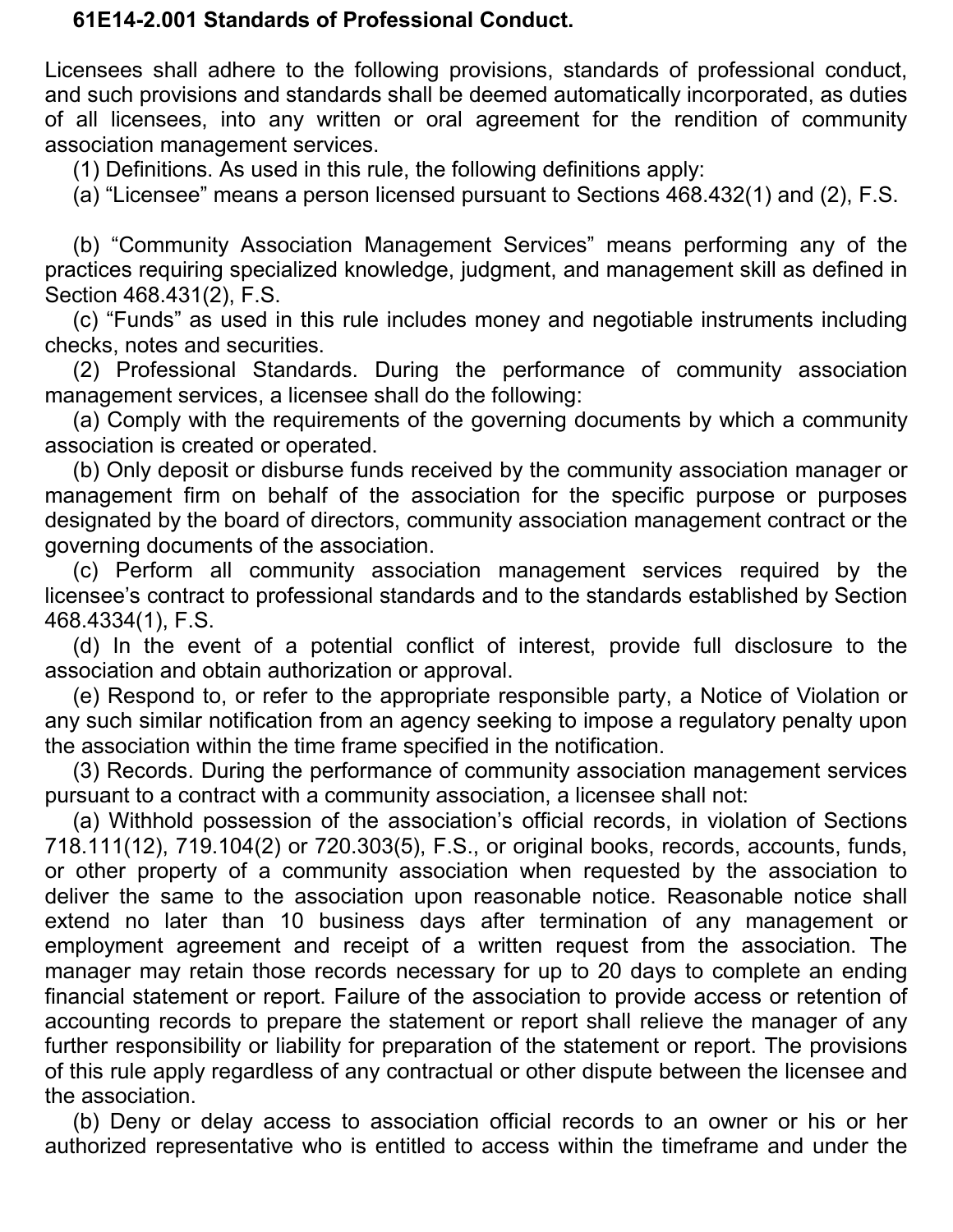**61E14-2.001 Standards of Professional Conduct.**

Licensees shall adhere to the following provisions, standards of professional conduct, and such provisions and standards shall be deemed automatically incorporated, as duties of all licensees, into any written or oral agreement for the rendition of community association management services.

(1) Definitions. As used in this rule, the following definitions apply:

(a) "Licensee" means a person licensed pursuant to Sections 468.432(1) and (2), F.S.

(b) "Community Association Management Services" means performing any of the practices requiring specialized knowledge, judgment, and management skill as defined in Section 468.431(2), F.S.

(c) "Funds" as used in this rule includes money and negotiable instruments including checks, notes and securities.

(2) Professional Standards. During the performance of community association management services, a licensee shall do the following:

(a) Comply with the requirements of the governing documents by which a community association is created or operated.

(b) Only deposit or disburse funds received by the community association manager or management firm on behalf of the association for the specific purpose or purposes designated by the board of directors, community association management contract or the governing documents of the association.

(c) Perform all community association management services required by the licensee's contract to professional standards and to the standards established by Section 468.4334(1), F.S.

(d) In the event of a potential conflict of interest, provide full disclosure to the association and obtain authorization or approval.

(e) Respond to, or refer to the appropriate responsible party, a Notice of Violation or any such similar notification from an agency seeking to impose a regulatory penalty upon the association within the time frame specified in the notification.

(3) Records. During the performance of community association management services pursuant to a contract with a community association, a licensee shall not:

(a) Withhold possession of the association's official records, in violation of Sections 718.111(12), 719.104(2) or 720.303(5), F.S., or original books, records, accounts, funds, or other property of a community association when requested by the association to deliver the same to the association upon reasonable notice. Reasonable notice shall extend no later than 10 business days after termination of any management or employment agreement and receipt of a written request from the association. The manager may retain those records necessary for up to 20 days to complete an ending financial statement or report. Failure of the association to provide access or retention of accounting records to prepare the statement or report shall relieve the manager of any further responsibility or liability for preparation of the statement or report. The provisions of this rule apply regardless of any contractual or other dispute between the licensee and the association.

(b) Deny or delay access to association official records to an owner or his or her authorized representative who is entitled to access within the timeframe and under the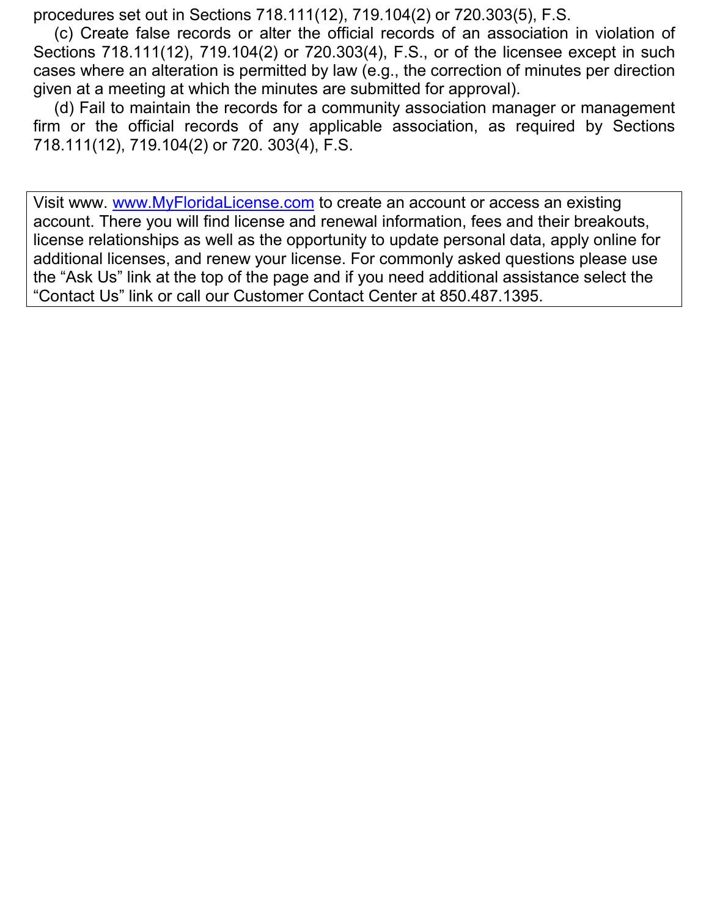procedures set out in Sections 718.111(12), 719.104(2) or 720.303(5), F.S.

(c) Create false records or alter the official records of an association in violation of Sections 718.111(12), 719.104(2) or 720.303(4), F.S., or of the licensee except in such cases where an alteration is permitted by law (e.g., the correction of minutes per direction given at a meeting at which the minutes are submitted for approval).

(d) Fail to maintain the records for a community association manager or management firm or the official records of any applicable association, as required by Sections 718.111(12), 719.104(2) or 720. 303(4), F.S.

Visit www. www.MyFloridaLicense.com to create an account or access an existing account. There you will find license and renewal information, fees and their breakouts, license relationships as well as the opportunity to update personal data, apply online for additional licenses, and renew your license. For commonly asked questions please use the "Ask Us" link at the top of the page and if you need additional assistance select the "Contact Us" link or call our Customer Contact Center at 850.487.1395.